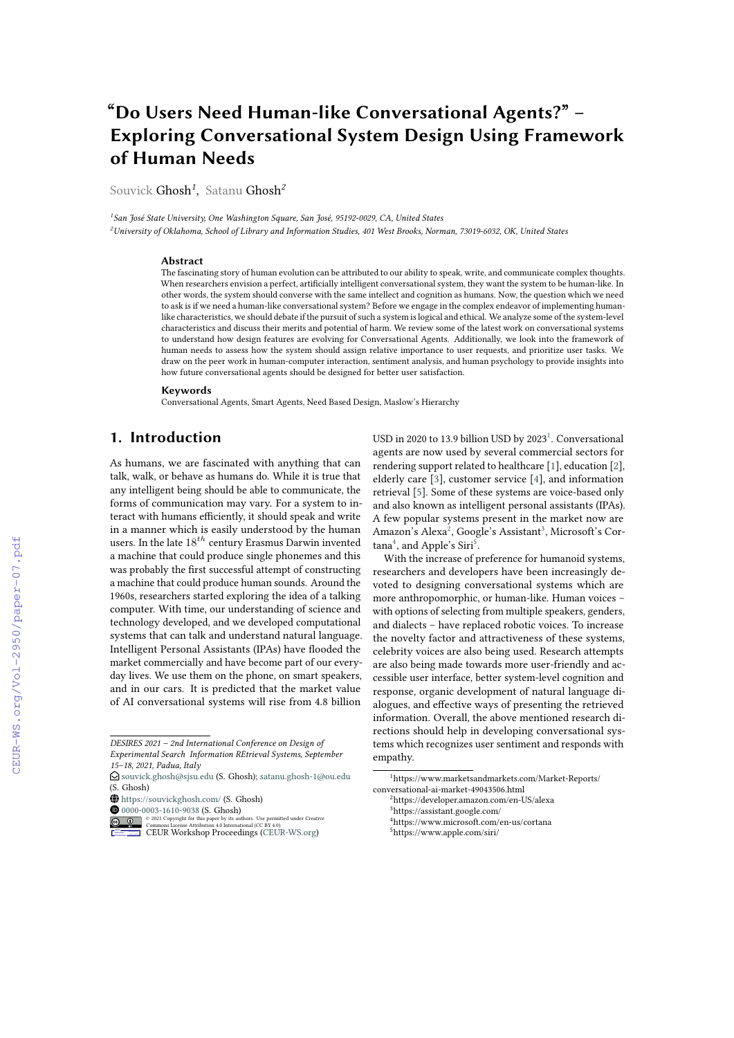# "Do Users Need Human-like Conversational Agents?" – Exploring Conversational System Design Using Framework of Human Needs

Souvick Ghosh[1], Satanu Ghosh[2]

[1]San José State University, One Washington Square, San José, 95192-0029, CA, United States
[2]University of Oklahoma, School of Library and Information Studies, 401 West Brooks, Norman, 73019-6032, OK, United States

## Abstract

The fascinating story of human evolution can be attributed to our ability to speak, write, and communicate complex thoughts. When researchers envision a perfect, artificially intelligent conversational system, they want the system to be human-like. In other words, the system should converse with the same intellect and cognition as humans. Now, the question which we need to ask is if we need a human-like conversational system? Before we engage in the complex endeavor of implementing human-like characteristics, we should debate if the pursuit of such a system is logical and ethical. We analyze some of the system-level characteristics and discuss their merits and potential of harm. We review some of the latest work on conversational systems to understand how design features are evolving for Conversational Agents. Additionally, we look into the framework of human needs to assess how the system should assign relative importance to user requests, and prioritize user tasks. We draw on the peer work in human-computer interaction, sentiment analysis, and human psychology to provide insights into how future conversational agents should be designed for better user satisfaction.

## Keywords

Conversational Agents, Smart Agents, Need Based Design, Maslow's Hierarchy

## 1. Introduction

As humans, we are fascinated with anything that can talk, walk, or behave as humans do. While it is true that any intelligent being should be able to communicate, the forms of communication may vary. For a system to interact with humans efficiently, it should speak and write in a manner which is easily understood by the human users. In the late $18^{th}$ century Erasmus Darwin invented a machine that could produce single phonemes and this was probably the first successful attempt of constructing a machine that could produce human sounds. Around the 1960s, researchers started exploring the idea of a talking computer. With time, our understanding of science and technology developed, and we developed computational systems that can talk and understand natural language. Intelligent Personal Assistants (IPAs) have flooded the market commercially and have become part of our everyday lives. We use them on the phone, on smart speakers, and in our cars. It is predicted that the market value of AI conversational systems will rise from 4.8 billion USD in 2020 to 13.9 billion USD by 2023[1]. Conversational agents are now used by several commercial sectors for rendering support related to healthcare [1], education [2], elderly care [3], customer service [4], and information retrieval [5]. Some of these systems are voice-based only and also known as intelligent personal assistants (IPAs). A few popular systems present in the market now are Amazon's Alexa[2], Google's Assistant[3], Microsoft's Cortana[4], and Apple's Siri[5].

With the increase of preference for humanoid systems, researchers and developers have been increasingly devoted to designing conversational systems which are more anthropomorphic, or human-like. Human voices – with options of selecting from multiple speakers, genders, and dialects – have replaced robotic voices. To increase the novelty factor and attractiveness of these systems, celebrity voices are also being used. Research attempts are also being made towards more user-friendly and accessible user interface, better system-level cognition and response, organic development of natural language dialogues, and effective ways of presenting the retrieved information. Overall, the above mentioned research directions should help in developing conversational systems which recognizes user sentiment and responds with empathy.

DESIRES 2021 – 2nd International Conference on Design of Experimental Search Information REtrieval Systems, September 15–18, 2021, Padua, Italy
souvick.ghosh@sjsu.edu (S. Ghosh); satanu.ghosh-1@ou.edu (S. Ghosh)
https://souvickghosh.com/ (S. Ghosh)
0000-0003-1610-9038 (S. Ghosh)
© 2021 Copyright for this paper by its authors. Use permitted under Creative Commons License Attribution 4.0 International (CC BY 4.0).
CEUR Workshop Proceedings (CEUR-WS.org)

[1]https://www.marketsandmarkets.com/Market-Reports/conversational-ai-market-49043506.html
[2]https://developer.amazon.com/en-US/alexa
[3]https://assistant.google.com/
[4]https://www.microsoft.com/en-us/cortana
[5]https://www.apple.com/siri/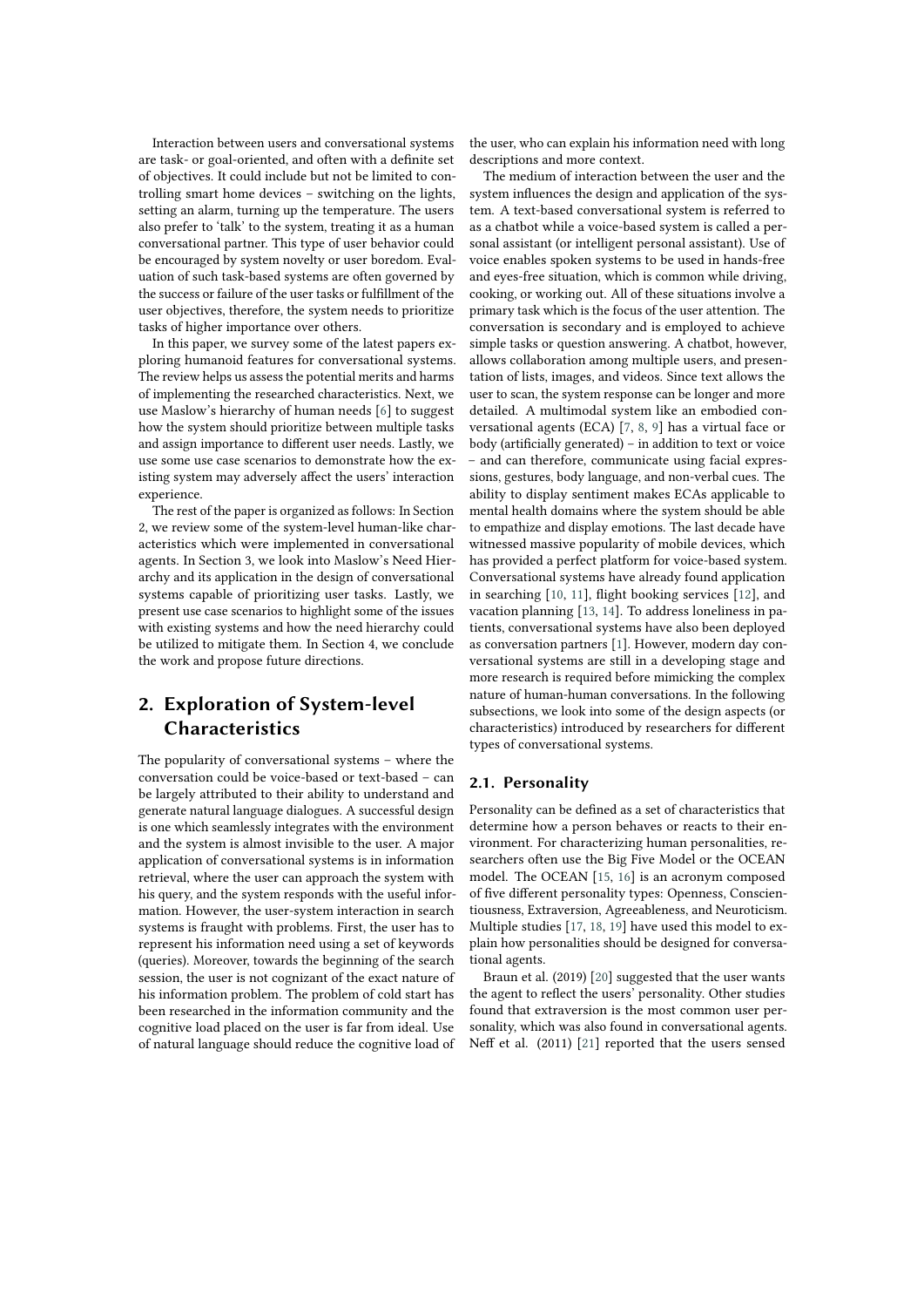Interaction between users and conversational systems are task- or goal-oriented, and often with a definite set of objectives. It could include but not be limited to controlling smart home devices – switching on the lights, setting an alarm, turning up the temperature. The users also prefer to 'talk' to the system, treating it as a human conversational partner. This type of user behavior could be encouraged by system novelty or user boredom. Evaluation of such task-based systems are often governed by the success or failure of the user tasks or fulfillment of the user objectives, therefore, the system needs to prioritize tasks of higher importance over others.

In this paper, we survey some of the latest papers exploring humanoid features for conversational systems. The review helps us assess the potential merits and harms of implementing the researched characteristics. Next, we use Maslow's hierarchy of human needs [6] to suggest how the system should prioritize between multiple tasks and assign importance to different user needs. Lastly, we use some use case scenarios to demonstrate how the existing system may adversely affect the users' interaction experience.

The rest of the paper is organized as follows: In Section 2, we review some of the system-level human-like characteristics which were implemented in conversational agents. In Section 3, we look into Maslow's Need Hierarchy and its application in the design of conversational systems capable of prioritizing user tasks. Lastly, we present use case scenarios to highlight some of the issues with existing systems and how the need hierarchy could be utilized to mitigate them. In Section 4, we conclude the work and propose future directions.

## 2. Exploration of System-level Characteristics

The popularity of conversational systems – where the conversation could be voice-based or text-based – can be largely attributed to their ability to understand and generate natural language dialogues. A successful design is one which seamlessly integrates with the environment and the system is almost invisible to the user. A major application of conversational systems is in information retrieval, where the user can approach the system with his query, and the system responds with the useful information. However, the user-system interaction in search systems is fraught with problems. First, the user has to represent his information need using a set of keywords (queries). Moreover, towards the beginning of the search session, the user is not cognizant of the exact nature of his information problem. The problem of cold start has been researched in the information community and the cognitive load placed on the user is far from ideal. Use of natural language should reduce the cognitive load of the user, who can explain his information need with long descriptions and more context.

The medium of interaction between the user and the system influences the design and application of the system. A text-based conversational system is referred to as a chatbot while a voice-based system is called a personal assistant (or intelligent personal assistant). Use of voice enables spoken systems to be used in hands-free and eyes-free situation, which is common while driving, cooking, or working out. All of these situations involve a primary task which is the focus of the user attention. The conversation is secondary and is employed to achieve simple tasks or question answering. A chatbot, however, allows collaboration among multiple users, and presentation of lists, images, and videos. Since text allows the user to scan, the system response can be longer and more detailed. A multimodal system like an embodied conversational agents (ECA) [7, 8, 9] has a virtual face or body (artificially generated) – in addition to text or voice – and can therefore, communicate using facial expressions, gestures, body language, and non-verbal cues. The ability to display sentiment makes ECAs applicable to mental health domains where the system should be able to empathize and display emotions. The last decade have witnessed massive popularity of mobile devices, which has provided a perfect platform for voice-based system. Conversational systems have already found application in searching [10, 11], flight booking services [12], and vacation planning [13, 14]. To address loneliness in patients, conversational systems have also been deployed as conversation partners [1]. However, modern day conversational systems are still in a developing stage and more research is required before mimicking the complex nature of human-human conversations. In the following subsections, we look into some of the design aspects (or characteristics) introduced by researchers for different types of conversational systems.

### 2.1. Personality

Personality can be defined as a set of characteristics that determine how a person behaves or reacts to their environment. For characterizing human personalities, researchers often use the Big Five Model or the OCEAN model. The OCEAN [15, 16] is an acronym composed of five different personality types: Openness, Conscientiousness, Extraversion, Agreeableness, and Neuroticism. Multiple studies [17, 18, 19] have used this model to explain how personalities should be designed for conversational agents.

Braun et al. (2019) [20] suggested that the user wants the agent to reflect the users' personality. Other studies found that extraversion is the most common user personality, which was also found in conversational agents. Neff et al. (2011) [21] reported that the users sensed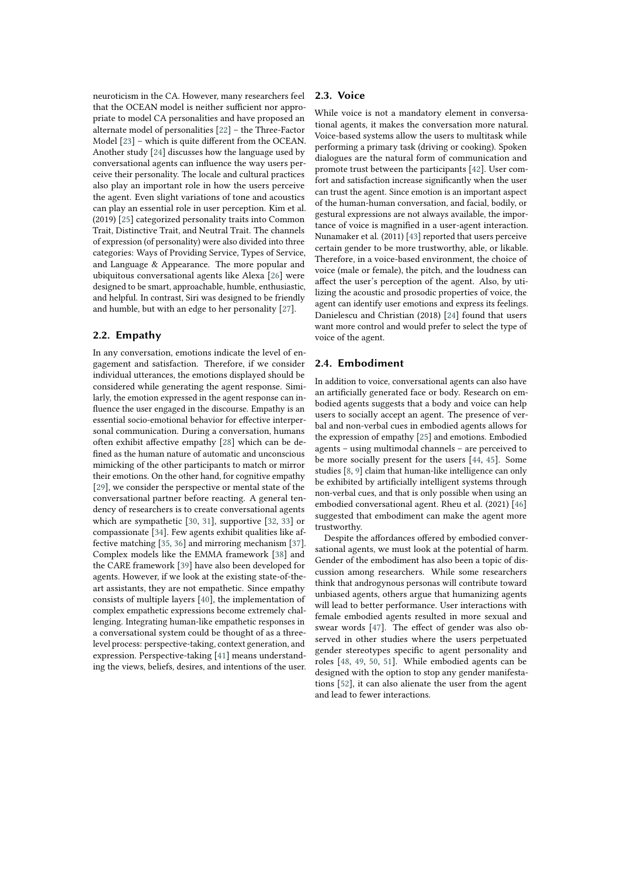neuroticism in the CA. However, many researchers feel that the OCEAN model is neither sufficient nor appropriate to model CA personalities and have proposed an alternate model of personalities [22] – the Three-Factor Model [23] – which is quite different from the OCEAN. Another study [24] discusses how the language used by conversational agents can influence the way users perceive their personality. The locale and cultural practices also play an important role in how the users perceive the agent. Even slight variations of tone and acoustics can play an essential role in user perception. Kim et al. (2019) [25] categorized personality traits into Common Trait, Distinctive Trait, and Neutral Trait. The channels of expression (of personality) were also divided into three categories: Ways of Providing Service, Types of Service, and Language & Appearance. The more popular and ubiquitous conversational agents like Alexa [26] were designed to be smart, approachable, humble, enthusiastic, and helpful. In contrast, Siri was designed to be friendly and humble, but with an edge to her personality [27].

## 2.2. Empathy

In any conversation, emotions indicate the level of engagement and satisfaction. Therefore, if we consider individual utterances, the emotions displayed should be considered while generating the agent response. Similarly, the emotion expressed in the agent response can influence the user engaged in the discourse. Empathy is an essential socio-emotional behavior for effective interpersonal communication. During a conversation, humans often exhibit affective empathy [28] which can be defined as the human nature of automatic and unconscious mimicking of the other participants to match or mirror their emotions. On the other hand, for cognitive empathy [29], we consider the perspective or mental state of the conversational partner before reacting. A general tendency of researchers is to create conversational agents which are sympathetic [30, 31], supportive [32, 33] or compassionate [34]. Few agents exhibit qualities like affective matching [35, 36] and mirroring mechanism [37]. Complex models like the EMMA framework [38] and the CARE framework [39] have also been developed for agents. However, if we look at the existing state-of-the-art assistants, they are not empathetic. Since empathy consists of multiple layers [40], the implementation of complex empathetic expressions become extremely challenging. Integrating human-like empathetic responses in a conversational system could be thought of as a three-level process: perspective-taking, context generation, and expression. Perspective-taking [41] means understanding the views, beliefs, desires, and intentions of the user.

## 2.3. Voice

While voice is not a mandatory element in conversational agents, it makes the conversation more natural. Voice-based systems allow the users to multitask while performing a primary task (driving or cooking). Spoken dialogues are the natural form of communication and promote trust between the participants [42]. User comfort and satisfaction increase significantly when the user can trust the agent. Since emotion is an important aspect of the human-human conversation, and facial, bodily, or gestural expressions are not always available, the importance of voice is magnified in a user-agent interaction. Nunamaker et al. (2011) [43] reported that users perceive certain gender to be more trustworthy, able, or likable. Therefore, in a voice-based environment, the choice of voice (male or female), the pitch, and the loudness can affect the user's perception of the agent. Also, by utilizing the acoustic and prosodic properties of voice, the agent can identify user emotions and express its feelings. Danielescu and Christian (2018) [24] found that users want more control and would prefer to select the type of voice of the agent.

## 2.4. Embodiment

In addition to voice, conversational agents can also have an artificially generated face or body. Research on embodied agents suggests that a body and voice can help users to socially accept an agent. The presence of verbal and non-verbal cues in embodied agents allows for the expression of empathy [25] and emotions. Embodied agents – using multimodal channels – are perceived to be more socially present for the users [44, 45]. Some studies [8, 9] claim that human-like intelligence can only be exhibited by artificially intelligent systems through non-verbal cues, and that is only possible when using an embodied conversational agent. Rheu et al. (2021) [46] suggested that embodiment can make the agent more trustworthy.

Despite the affordances offered by embodied conversational agents, we must look at the potential of harm. Gender of the embodiment has also been a topic of discussion among researchers. While some researchers think that androgynous personas will contribute toward unbiased agents, others argue that humanizing agents will lead to better performance. User interactions with female embodied agents resulted in more sexual and swear words [47]. The effect of gender was also observed in other studies where the users perpetuated gender stereotypes specific to agent personality and roles [48, 49, 50, 51]. While embodied agents can be designed with the option to stop any gender manifestations [52], it can also alienate the user from the agent and lead to fewer interactions.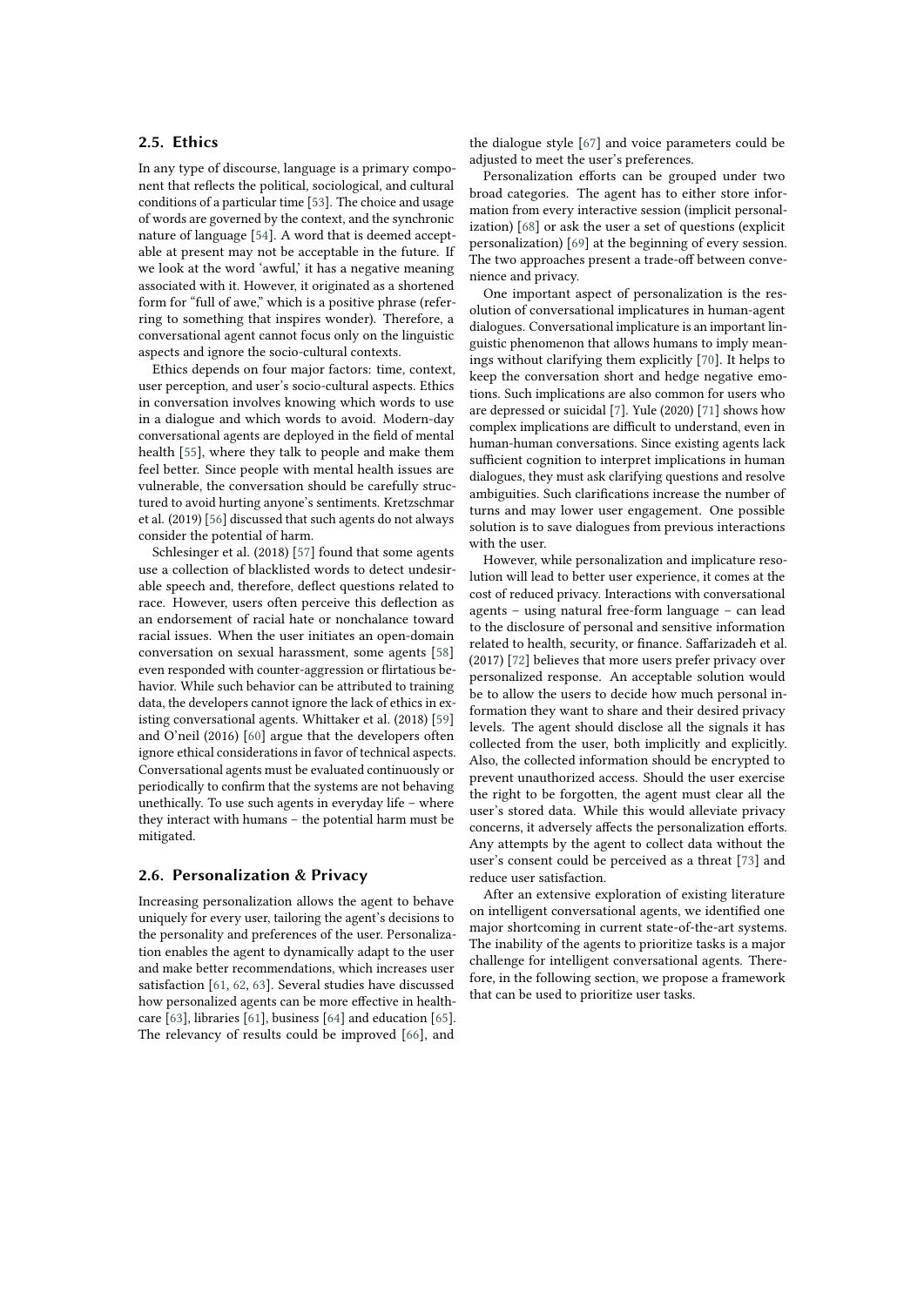## 2.5. Ethics

In any type of discourse, language is a primary component that reflects the political, sociological, and cultural conditions of a particular time [53]. The choice and usage of words are governed by the context, and the synchronic nature of language [54]. A word that is deemed acceptable at present may not be acceptable in the future. If we look at the word 'awful,' it has a negative meaning associated with it. However, it originated as a shortened form for "full of awe," which is a positive phrase (referring to something that inspires wonder). Therefore, a conversational agent cannot focus only on the linguistic aspects and ignore the socio-cultural contexts.

Ethics depends on four major factors: time, context, user perception, and user's socio-cultural aspects. Ethics in conversation involves knowing which words to use in a dialogue and which words to avoid. Modern-day conversational agents are deployed in the field of mental health [55], where they talk to people and make them feel better. Since people with mental health issues are vulnerable, the conversation should be carefully structured to avoid hurting anyone's sentiments. Kretzschmar et al. (2019) [56] discussed that such agents do not always consider the potential of harm.

Schlesinger et al. (2018) [57] found that some agents use a collection of blacklisted words to detect undesirable speech and, therefore, deflect questions related to race. However, users often perceive this deflection as an endorsement of racial hate or nonchalance toward racial issues. When the user initiates an open-domain conversation on sexual harassment, some agents [58] even responded with counter-aggression or flirtatious behavior. While such behavior can be attributed to training data, the developers cannot ignore the lack of ethics in existing conversational agents. Whittaker et al. (2018) [59] and O'neil (2016) [60] argue that the developers often ignore ethical considerations in favor of technical aspects. Conversational agents must be evaluated continuously or periodically to confirm that the systems are not behaving unethically. To use such agents in everyday life – where they interact with humans – the potential harm must be mitigated.

## 2.6. Personalization & Privacy

Increasing personalization allows the agent to behave uniquely for every user, tailoring the agent's decisions to the personality and preferences of the user. Personalization enables the agent to dynamically adapt to the user and make better recommendations, which increases user satisfaction [61, 62, 63]. Several studies have discussed how personalized agents can be more effective in healthcare [63], libraries [61], business [64] and education [65]. The relevancy of results could be improved [66], and the dialogue style [67] and voice parameters could be adjusted to meet the user's preferences.

Personalization efforts can be grouped under two broad categories. The agent has to either store information from every interactive session (implicit personalization) [68] or ask the user a set of questions (explicit personalization) [69] at the beginning of every session. The two approaches present a trade-off between convenience and privacy.

One important aspect of personalization is the resolution of conversational implicatures in human-agent dialogues. Conversational implicature is an important linguistic phenomenon that allows humans to imply meanings without clarifying them explicitly [70]. It helps to keep the conversation short and hedge negative emotions. Such implications are also common for users who are depressed or suicidal [7]. Yule (2020) [71] shows how complex implications are difficult to understand, even in human-human conversations. Since existing agents lack sufficient cognition to interpret implications in human dialogues, they must ask clarifying questions and resolve ambiguities. Such clarifications increase the number of turns and may lower user engagement. One possible solution is to save dialogues from previous interactions with the user.

However, while personalization and implicature resolution will lead to better user experience, it comes at the cost of reduced privacy. Interactions with conversational agents – using natural free-form language – can lead to the disclosure of personal and sensitive information related to health, security, or finance. Saffarizadeh et al. (2017) [72] believes that more users prefer privacy over personalized response. An acceptable solution would be to allow the users to decide how much personal information they want to share and their desired privacy levels. The agent should disclose all the signals it has collected from the user, both implicitly and explicitly. Also, the collected information should be encrypted to prevent unauthorized access. Should the user exercise the right to be forgotten, the agent must clear all the user's stored data. While this would alleviate privacy concerns, it adversely affects the personalization efforts. Any attempts by the agent to collect data without the user's consent could be perceived as a threat [73] and reduce user satisfaction.

After an extensive exploration of existing literature on intelligent conversational agents, we identified one major shortcoming in current state-of-the-art systems. The inability of the agents to prioritize tasks is a major challenge for intelligent conversational agents. Therefore, in the following section, we propose a framework that can be used to prioritize user tasks.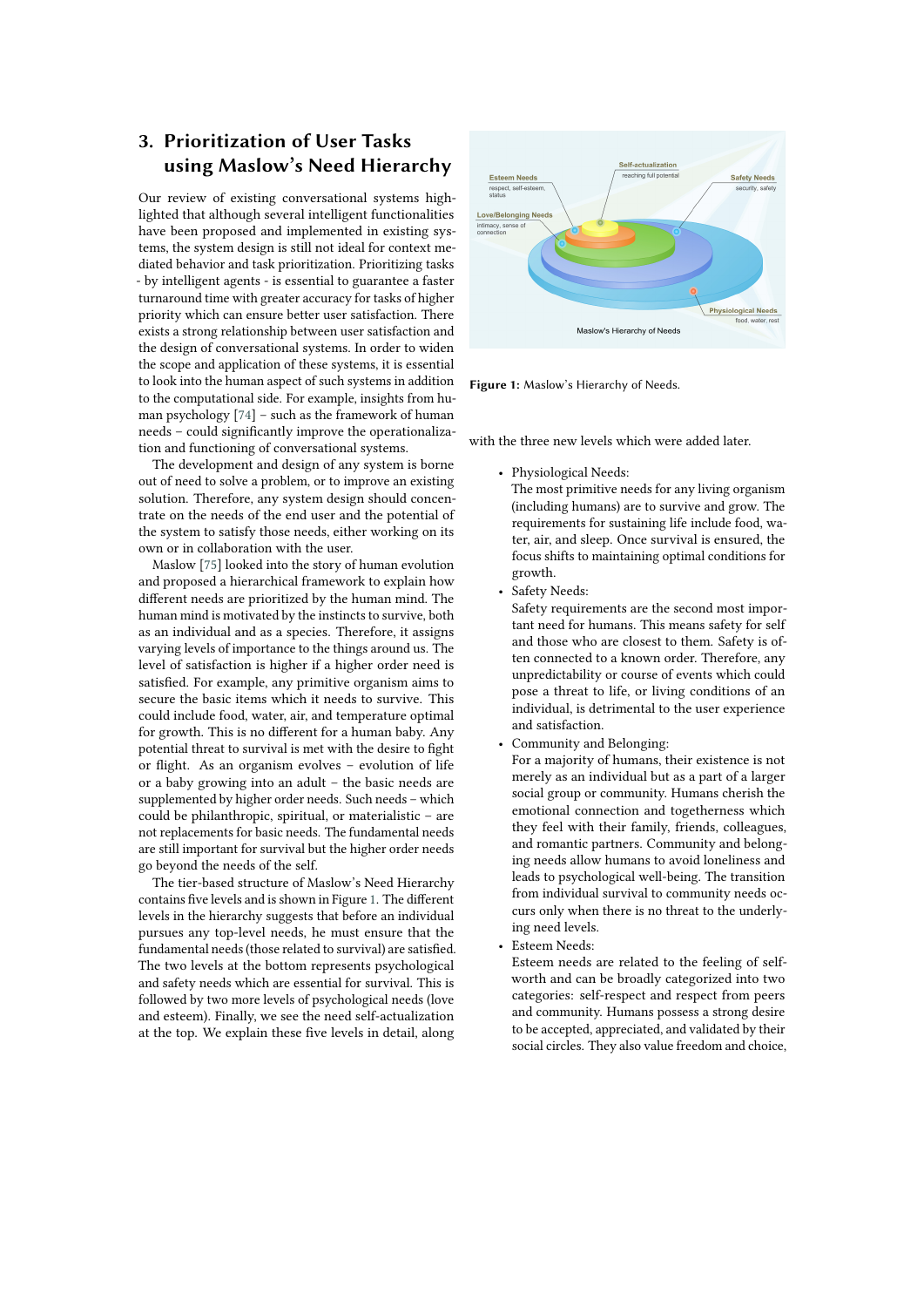## 3. Prioritization of User Tasks using Maslow's Need Hierarchy

Our review of existing conversational systems highlighted that although several intelligent functionalities have been proposed and implemented in existing systems, the system design is still not ideal for context mediated behavior and task prioritization. Prioritizing tasks - by intelligent agents - is essential to guarantee a faster turnaround time with greater accuracy for tasks of higher priority which can ensure better user satisfaction. There exists a strong relationship between user satisfaction and the design of conversational systems. In order to widen the scope and application of these systems, it is essential to look into the human aspect of such systems in addition to the computational side. For example, insights from human psychology [74] – such as the framework of human needs – could significantly improve the operationalization and functioning of conversational systems.

The development and design of any system is borne out of need to solve a problem, or to improve an existing solution. Therefore, any system design should concentrate on the needs of the end user and the potential of the system to satisfy those needs, either working on its own or in collaboration with the user.

Maslow [75] looked into the story of human evolution and proposed a hierarchical framework to explain how different needs are prioritized by the human mind. The human mind is motivated by the instincts to survive, both as an individual and as a species. Therefore, it assigns varying levels of importance to the things around us. The level of satisfaction is higher if a higher order need is satisfied. For example, any primitive organism aims to secure the basic items which it needs to survive. This could include food, water, air, and temperature optimal for growth. This is no different for a human baby. Any potential threat to survival is met with the desire to fight or flight. As an organism evolves – evolution of life or a baby growing into an adult – the basic needs are supplemented by higher order needs. Such needs – which could be philanthropic, spiritual, or materialistic – are not replacements for basic needs. The fundamental needs are still important for survival but the higher order needs go beyond the needs of the self.

The tier-based structure of Maslow's Need Hierarchy contains five levels and is shown in Figure 1. The different levels in the hierarchy suggests that before an individual pursues any top-level needs, he must ensure that the fundamental needs (those related to survival) are satisfied. The two levels at the bottom represents psychological and safety needs which are essential for survival. This is followed by two more levels of psychological needs (love and esteem). Finally, we see the need self-actualization at the top. We explain these five levels in detail, along with the three new levels which were added later.

**Figure 1:** Maslow's Hierarchy of Needs.

- Physiological Needs:
  The most primitive needs for any living organism (including humans) are to survive and grow. The requirements for sustaining life include food, water, air, and sleep. Once survival is ensured, the focus shifts to maintaining optimal conditions for growth.
- Safety Needs:
  Safety requirements are the second most important need for humans. This means safety for self and those who are closest to them. Safety is often connected to a known order. Therefore, any unpredictability or course of events which could pose a threat to life, or living conditions of an individual, is detrimental to the user experience and satisfaction.
- Community and Belonging:
  For a majority of humans, their existence is not merely as an individual but as a part of a larger social group or community. Humans cherish the emotional connection and togetherness which they feel with their family, friends, colleagues, and romantic partners. Community and belonging needs allow humans to avoid loneliness and leads to psychological well-being. The transition from individual survival to community needs occurs only when there is no threat to the underlying need levels.
- Esteem Needs:
  Esteem needs are related to the feeling of self-worth and can be broadly categorized into two categories: self-respect and respect from peers and community. Humans possess a strong desire to be accepted, appreciated, and validated by their social circles. They also value freedom and choice,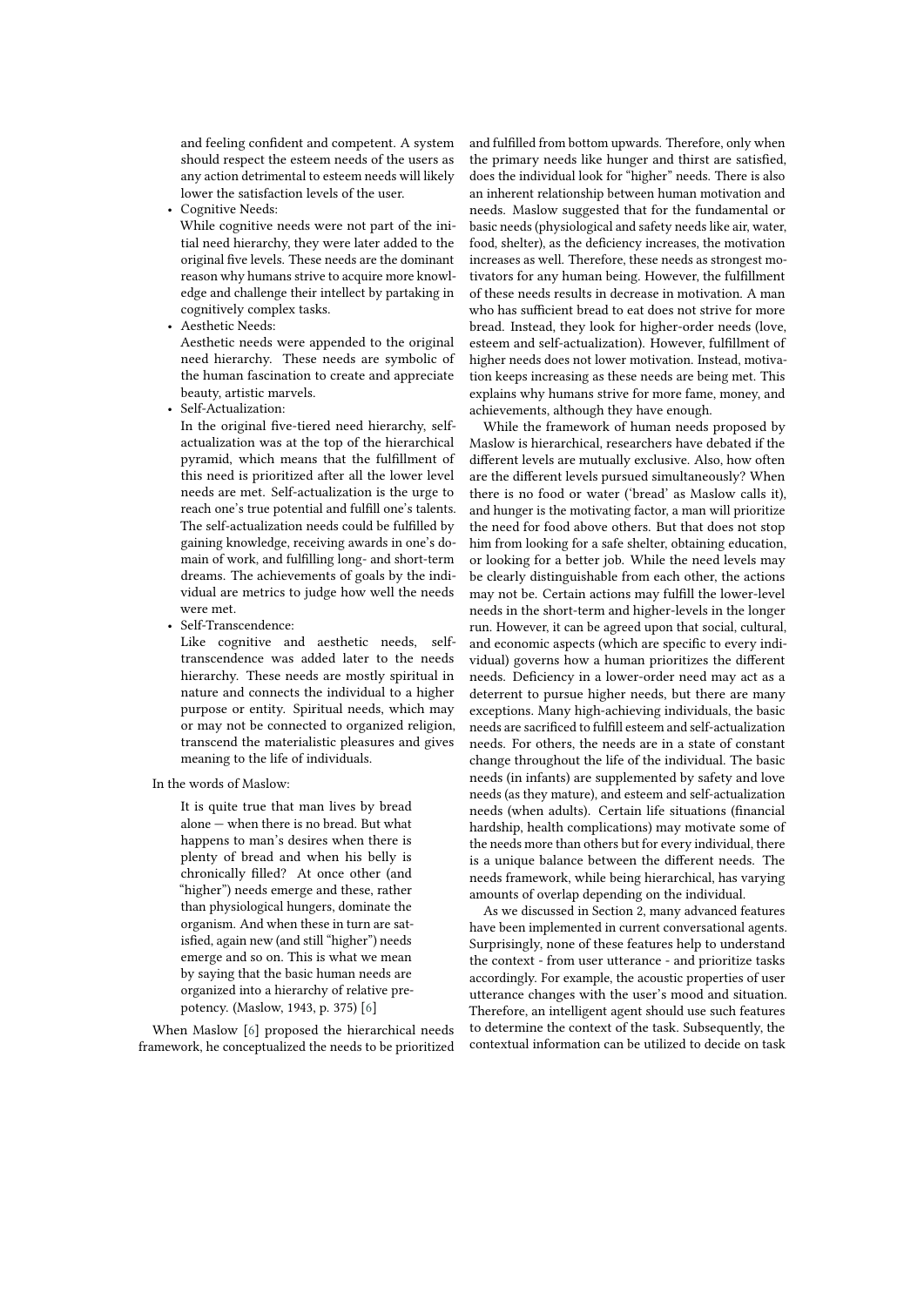and feeling confident and competent. A system should respect the esteem needs of the users as any action detrimental to esteem needs will likely lower the satisfaction levels of the user.

- Cognitive Needs:
  While cognitive needs were not part of the initial need hierarchy, they were later added to the original five levels. These needs are the dominant reason why humans strive to acquire more knowledge and challenge their intellect by partaking in cognitively complex tasks.
- Aesthetic Needs:
  Aesthetic needs were appended to the original need hierarchy. These needs are symbolic of the human fascination to create and appreciate beauty, artistic marvels.
- Self-Actualization:
  In the original five-tiered need hierarchy, self-actualization was at the top of the hierarchical pyramid, which means that the fulfillment of this need is prioritized after all the lower level needs are met. Self-actualization is the urge to reach one's true potential and fulfill one's talents. The self-actualization needs could be fulfilled by gaining knowledge, receiving awards in one's domain of work, and fulfilling long- and short-term dreams. The achievements of goals by the individual are metrics to judge how well the needs were met.
- Self-Transcendence:
  Like cognitive and aesthetic needs, self-transcendence was added later to the needs hierarchy. These needs are mostly spiritual in nature and connects the individual to a higher purpose or entity. Spiritual needs, which may or may not be connected to organized religion, transcend the materialistic pleasures and gives meaning to the life of individuals.

In the words of Maslow:

> It is quite true that man lives by bread alone — when there is no bread. But what happens to man's desires when there is plenty of bread and when his belly is chronically filled? At once other (and "higher") needs emerge and these, rather than physiological hungers, dominate the organism. And when these in turn are satisfied, again new (and still "higher") needs emerge and so on. This is what we mean by saying that the basic human needs are organized into a hierarchy of relative prepotency. (Maslow, 1943, p. 375) [6]

When Maslow [6] proposed the hierarchical needs framework, he conceptualized the needs to be prioritized and fulfilled from bottom upwards. Therefore, only when the primary needs like hunger and thirst are satisfied, does the individual look for "higher" needs. There is also an inherent relationship between human motivation and needs. Maslow suggested that for the fundamental or basic needs (physiological and safety needs like air, water, food, shelter), as the deficiency increases, the motivation increases as well. Therefore, these needs as strongest motivators for any human being. However, the fulfillment of these needs results in decrease in motivation. A man who has sufficient bread to eat does not strive for more bread. Instead, they look for higher-order needs (love, esteem and self-actualization). However, fulfillment of higher needs does not lower motivation. Instead, motivation keeps increasing as these needs are being met. This explains why humans strive for more fame, money, and achievements, although they have enough.

While the framework of human needs proposed by Maslow is hierarchical, researchers have debated if the different levels are mutually exclusive. Also, how often are the different levels pursued simultaneously? When there is no food or water ('bread' as Maslow calls it), and hunger is the motivating factor, a man will prioritize the need for food above others. But that does not stop him from looking for a safe shelter, obtaining education, or looking for a better job. While the need levels may be clearly distinguishable from each other, the actions may not be. Certain actions may fulfill the lower-level needs in the short-term and higher-levels in the longer run. However, it can be agreed upon that social, cultural, and economic aspects (which are specific to every individual) governs how a human prioritizes the different needs. Deficiency in a lower-order need may act as a deterrent to pursue higher needs, but there are many exceptions. Many high-achieving individuals, the basic needs are sacrificed to fulfill esteem and self-actualization needs. For others, the needs are in a state of constant change throughout the life of the individual. The basic needs (in infants) are supplemented by safety and love needs (as they mature), and esteem and self-actualization needs (when adults). Certain life situations (financial hardship, health complications) may motivate some of the needs more than others but for every individual, there is a unique balance between the different needs. The needs framework, while being hierarchical, has varying amounts of overlap depending on the individual.

As we discussed in Section 2, many advanced features have been implemented in current conversational agents. Surprisingly, none of these features help to understand the context - from user utterance - and prioritize tasks accordingly. For example, the acoustic properties of user utterance changes with the user's mood and situation. Therefore, an intelligent agent should use such features to determine the context of the task. Subsequently, the contextual information can be utilized to decide on task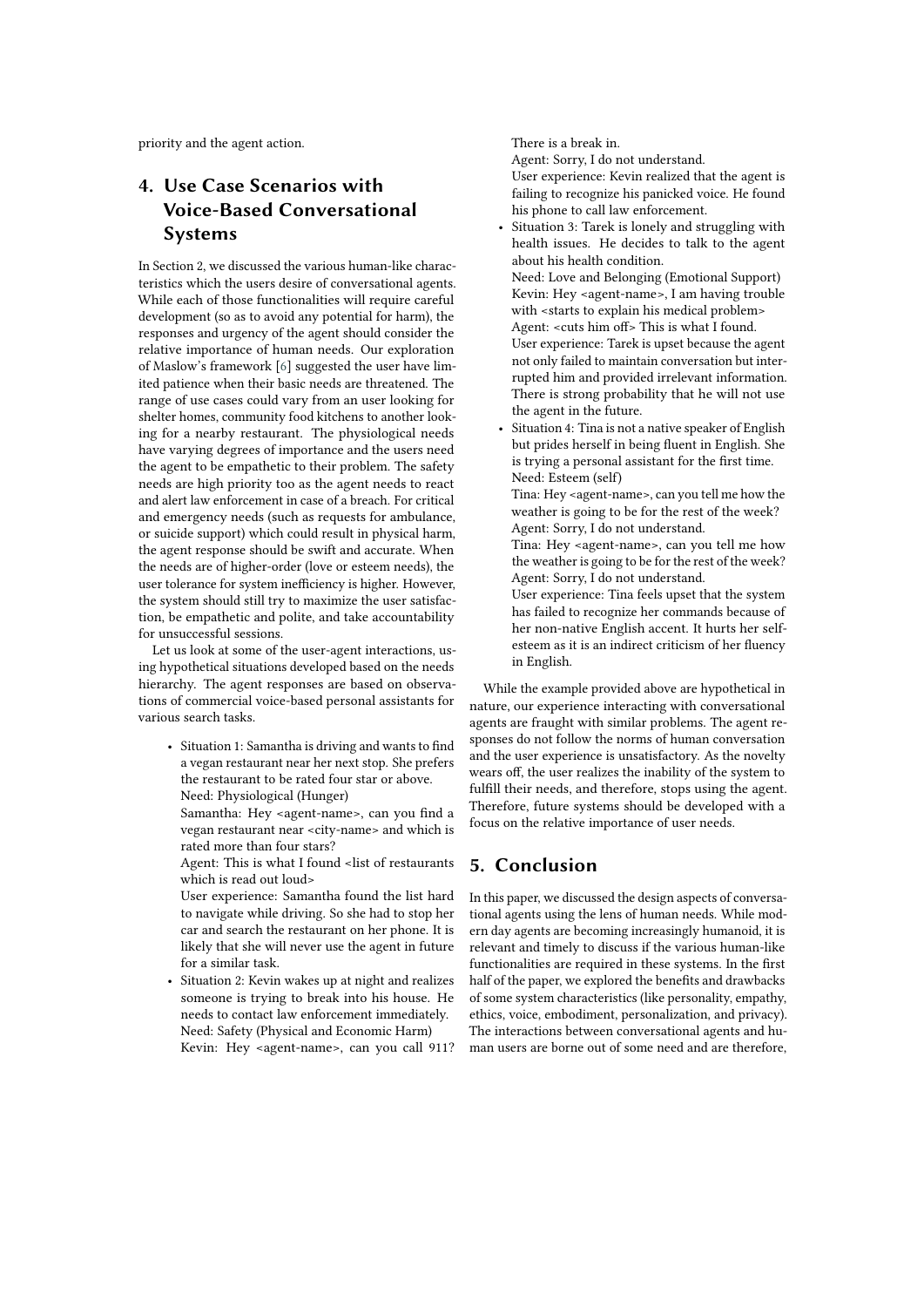priority and the agent action.

## 4. Use Case Scenarios with Voice-Based Conversational Systems

In Section 2, we discussed the various human-like characteristics which the users desire of conversational agents. While each of those functionalities will require careful development (so as to avoid any potential for harm), the responses and urgency of the agent should consider the relative importance of human needs. Our exploration of Maslow's framework [6] suggested the user have limited patience when their basic needs are threatened. The range of use cases could vary from an user looking for shelter homes, community food kitchens to another looking for a nearby restaurant. The physiological needs have varying degrees of importance and the users need the agent to be empathetic to their problem. The safety needs are high priority too as the agent needs to react and alert law enforcement in case of a breach. For critical and emergency needs (such as requests for ambulance, or suicide support) which could result in physical harm, the agent response should be swift and accurate. When the needs are of higher-order (love or esteem needs), the user tolerance for system inefficiency is higher. However, the system should still try to maximize the user satisfaction, be empathetic and polite, and take accountability for unsuccessful sessions.

Let us look at some of the user-agent interactions, using hypothetical situations developed based on the needs hierarchy. The agent responses are based on observations of commercial voice-based personal assistants for various search tasks.

- Situation 1: Samantha is driving and wants to find a vegan restaurant near her next stop. She prefers the restaurant to be rated four star or above.
  Need: Physiological (Hunger)
  Samantha: Hey <agent-name>, can you find a vegan restaurant near <city-name> and which is rated more than four stars?
  Agent: This is what I found <list of restaurants which is read out loud>
  User experience: Samantha found the list hard to navigate while driving. So she had to stop her car and search the restaurant on her phone. It is likely that she will never use the agent in future for a similar task.
- Situation 2: Kevin wakes up at night and realizes someone is trying to break into his house. He needs to contact law enforcement immediately.
  Need: Safety (Physical and Economic Harm)
  Kevin: Hey <agent-name>, can you call 911? There is a break in.
  Agent: Sorry, I do not understand.
  User experience: Kevin realized that the agent is failing to recognize his panicked voice. He found his phone to call law enforcement.
- Situation 3: Tarek is lonely and struggling with health issues. He decides to talk to the agent about his health condition.
  Need: Love and Belonging (Emotional Support)
  Kevin: Hey <agent-name>, I am having trouble with <starts to explain his medical problem>
  Agent: <cuts him off> This is what I found.
  User experience: Tarek is upset because the agent not only failed to maintain conversation but interrupted him and provided irrelevant information. There is strong probability that he will not use the agent in the future.
- Situation 4: Tina is not a native speaker of English but prides herself in being fluent in English. She is trying a personal assistant for the first time.
  Need: Esteem (self)
  Tina: Hey <agent-name>, can you tell me how the weather is going to be for the rest of the week?
  Agent: Sorry, I do not understand.
  Tina: Hey <agent-name>, can you tell me how the weather is going to be for the rest of the week?
  Agent: Sorry, I do not understand.
  User experience: Tina feels upset that the system has failed to recognize her commands because of her non-native English accent. It hurts her self-esteem as it is an indirect criticism of her fluency in English.

While the example provided above are hypothetical in nature, our experience interacting with conversational agents are fraught with similar problems. The agent responses do not follow the norms of human conversation and the user experience is unsatisfactory. As the novelty wears off, the user realizes the inability of the system to fulfill their needs, and therefore, stops using the agent. Therefore, future systems should be developed with a focus on the relative importance of user needs.

## 5. Conclusion

In this paper, we discussed the design aspects of conversational agents using the lens of human needs. While modern day agents are becoming increasingly humanoid, it is relevant and timely to discuss if the various human-like functionalities are required in these systems. In the first half of the paper, we explored the benefits and drawbacks of some system characteristics (like personality, empathy, ethics, voice, embodiment, personalization, and privacy). The interactions between conversational agents and human users are borne out of some need and are therefore,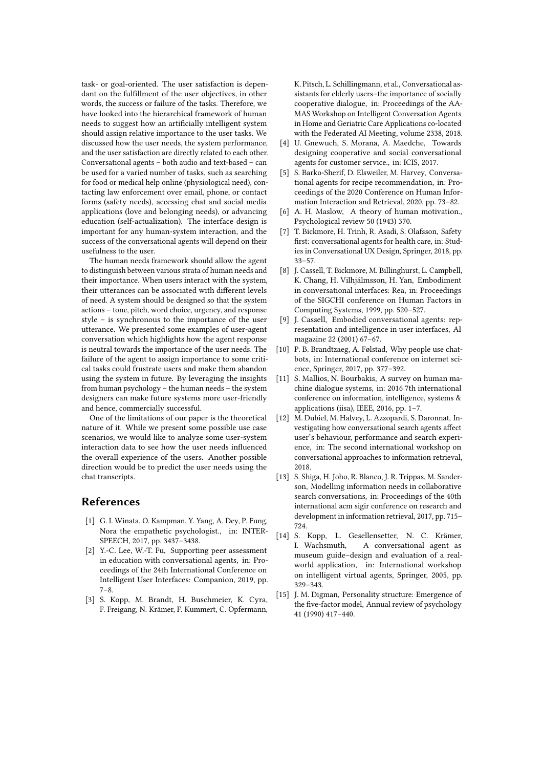task- or goal-oriented. The user satisfaction is dependant on the fulfillment of the user objectives, in other words, the success or failure of the tasks. Therefore, we have looked into the hierarchical framework of human needs to suggest how an artificially intelligent system should assign relative importance to the user tasks. We discussed how the user needs, the system performance, and the user satisfaction are directly related to each other. Conversational agents – both audio and text-based – can be used for a varied number of tasks, such as searching for food or medical help online (physiological need), contacting law enforcement over email, phone, or contact forms (safety needs), accessing chat and social media applications (love and belonging needs), or advancing education (self-actualization). The interface design is important for any human-system interaction, and the success of the conversational agents will depend on their usefulness to the user.

The human needs framework should allow the agent to distinguish between various strata of human needs and their importance. When users interact with the system, their utterances can be associated with different levels of need. A system should be designed so that the system actions – tone, pitch, word choice, urgency, and response style – is synchronous to the importance of the user utterance. We presented some examples of user-agent conversation which highlights how the agent response is neutral towards the importance of the user needs. The failure of the agent to assign importance to some critical tasks could frustrate users and make them abandon using the system in future. By leveraging the insights from human psychology – the human needs – the system designers can make future systems more user-friendly and hence, commercially successful.

One of the limitations of our paper is the theoretical nature of it. While we present some possible use case scenarios, we would like to analyze some user-system interaction data to see how the user needs influenced the overall experience of the users. Another possible direction would be to predict the user needs using the chat transcripts.

## References

[1] G. I. Winata, O. Kampman, Y. Yang, A. Dey, P. Fung, Nora the empathetic psychologist., in: INTERSPEECH, 2017, pp. 3437–3438.

[2] Y.-C. Lee, W.-T. Fu, Supporting peer assessment in education with conversational agents, in: Proceedings of the 24th International Conference on Intelligent User Interfaces: Companion, 2019, pp. 7–8.

[3] S. Kopp, M. Brandt, H. Buschmeier, K. Cyra, F. Freigang, N. Krämer, F. Kummert, C. Opfermann, K. Pitsch, L. Schillingmann, et al., Conversational assistants for elderly users–the importance of socially cooperative dialogue, in: Proceedings of the AAMAS Workshop on Intelligent Conversation Agents in Home and Geriatric Care Applications co-located with the Federated AI Meeting, volume 2338, 2018.

[4] U. Gnewuch, S. Morana, A. Maedche, Towards designing cooperative and social conversational agents for customer service., in: ICIS, 2017.

[5] S. Barko-Sherif, D. Elsweiler, M. Harvey, Conversational agents for recipe recommendation, in: Proceedings of the 2020 Conference on Human Information Interaction and Retrieval, 2020, pp. 73–82.

[6] A. H. Maslow, A theory of human motivation., Psychological review 50 (1943) 370.

[7] T. Bickmore, H. Trinh, R. Asadi, S. Olafsson, Safety first: conversational agents for health care, in: Studies in Conversational UX Design, Springer, 2018, pp. 33–57.

[8] J. Cassell, T. Bickmore, M. Billinghurst, L. Campbell, K. Chang, H. Vilhjálmsson, H. Yan, Embodiment in conversational interfaces: Rea, in: Proceedings of the SIGCHI conference on Human Factors in Computing Systems, 1999, pp. 520–527.

[9] J. Cassell, Embodied conversational agents: representation and intelligence in user interfaces, AI magazine 22 (2001) 67–67.

[10] P. B. Brandtzaeg, A. Følstad, Why people use chatbots, in: International conference on internet science, Springer, 2017, pp. 377–392.

[11] S. Mallios, N. Bourbakis, A survey on human machine dialogue systems, in: 2016 7th international conference on information, intelligence, systems & applications (iisa), IEEE, 2016, pp. 1–7.

[12] M. Dubiel, M. Halvey, L. Azzopardi, S. Daronnat, Investigating how conversational search agents affect user's behaviour, performance and search experience, in: The second international workshop on conversational approaches to information retrieval, 2018.

[13] S. Shiga, H. Joho, R. Blanco, J. R. Trippas, M. Sanderson, Modelling information needs in collaborative search conversations, in: Proceedings of the 40th international acm sigir conference on research and development in information retrieval, 2017, pp. 715–724.

[14] S. Kopp, L. Gesellensetter, N. C. Krämer, I. Wachsmuth, A conversational agent as museum guide–design and evaluation of a real-world application, in: International workshop on intelligent virtual agents, Springer, 2005, pp. 329–343.

[15] J. M. Digman, Personality structure: Emergence of the five-factor model, Annual review of psychology 41 (1990) 417–440.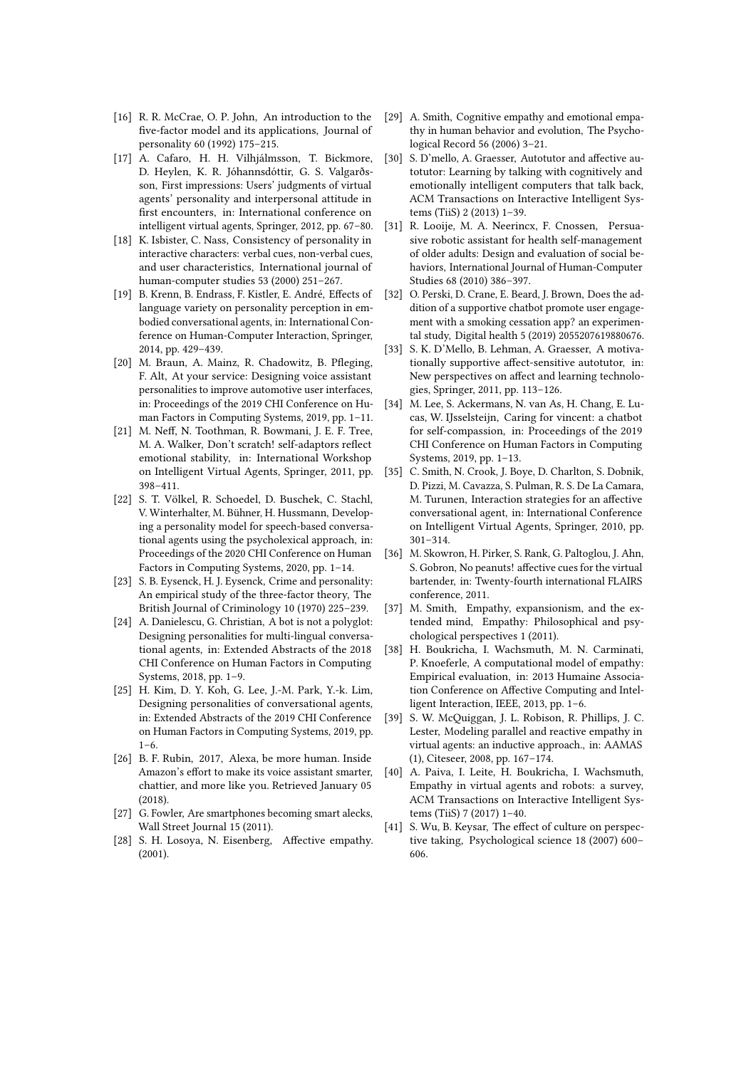[16] R. R. McCrae, O. P. John, An introduction to the five-factor model and its applications, Journal of personality 60 (1992) 175–215.

[17] A. Cafaro, H. H. Vilhjálmsson, T. Bickmore, D. Heylen, K. R. Jóhannsdóttir, G. S. Valgarðsson, First impressions: Users' judgments of virtual agents' personality and interpersonal attitude in first encounters, in: International conference on intelligent virtual agents, Springer, 2012, pp. 67–80.

[18] K. Isbister, C. Nass, Consistency of personality in interactive characters: verbal cues, non-verbal cues, and user characteristics, International journal of human-computer studies 53 (2000) 251–267.

[19] B. Krenn, B. Endrass, F. Kistler, E. André, Effects of language variety on personality perception in embodied conversational agents, in: International Conference on Human-Computer Interaction, Springer, 2014, pp. 429–439.

[20] M. Braun, A. Mainz, R. Chadowitz, B. Pfleging, F. Alt, At your service: Designing voice assistant personalities to improve automotive user interfaces, in: Proceedings of the 2019 CHI Conference on Human Factors in Computing Systems, 2019, pp. 1–11.

[21] M. Neff, N. Toothman, R. Bowmani, J. E. F. Tree, M. A. Walker, Don't scratch! self-adaptors reflect emotional stability, in: International Workshop on Intelligent Virtual Agents, Springer, 2011, pp. 398–411.

[22] S. T. Völkel, R. Schoedel, D. Buschek, C. Stachl, V. Winterhalter, M. Bühner, H. Hussmann, Developing a personality model for speech-based conversational agents using the psycholexical approach, in: Proceedings of the 2020 CHI Conference on Human Factors in Computing Systems, 2020, pp. 1–14.

[23] S. B. Eysenck, H. J. Eysenck, Crime and personality: An empirical study of the three-factor theory, The British Journal of Criminology 10 (1970) 225–239.

[24] A. Danielescu, G. Christian, A bot is not a polyglot: Designing personalities for multi-lingual conversational agents, in: Extended Abstracts of the 2018 CHI Conference on Human Factors in Computing Systems, 2018, pp. 1–9.

[25] H. Kim, D. Y. Koh, G. Lee, J.-M. Park, Y.-k. Lim, Designing personalities of conversational agents, in: Extended Abstracts of the 2019 CHI Conference on Human Factors in Computing Systems, 2019, pp. 1–6.

[26] B. F. Rubin, 2017, Alexa, be more human. Inside Amazon's effort to make its voice assistant smarter, chattier, and more like you. Retrieved January 05 (2018).

[27] G. Fowler, Are smartphones becoming smart alecks, Wall Street Journal 15 (2011).

[28] S. H. Losoya, N. Eisenberg, Affective empathy. (2001).

[29] A. Smith, Cognitive empathy and emotional empathy in human behavior and evolution, The Psychological Record 56 (2006) 3–21.

[30] S. D'mello, A. Graesser, Autotutor and affective autotutor: Learning by talking with cognitively and emotionally intelligent computers that talk back, ACM Transactions on Interactive Intelligent Systems (TiiS) 2 (2013) 1–39.

[31] R. Looije, M. A. Neerincx, F. Cnossen, Persuasive robotic assistant for health self-management of older adults: Design and evaluation of social behaviors, International Journal of Human-Computer Studies 68 (2010) 386–397.

[32] O. Perski, D. Crane, E. Beard, J. Brown, Does the addition of a supportive chatbot promote user engagement with a smoking cessation app? an experimental study, Digital health 5 (2019) 2055207619880676.

[33] S. K. D'Mello, B. Lehman, A. Graesser, A motivationally supportive affect-sensitive autotutor, in: New perspectives on affect and learning technologies, Springer, 2011, pp. 113–126.

[34] M. Lee, S. Ackermans, N. van As, H. Chang, E. Lucas, W. IJsselsteijn, Caring for vincent: a chatbot for self-compassion, in: Proceedings of the 2019 CHI Conference on Human Factors in Computing Systems, 2019, pp. 1–13.

[35] C. Smith, N. Crook, J. Boye, D. Charlton, S. Dobnik, D. Pizzi, M. Cavazza, S. Pulman, R. S. De La Camara, M. Turunen, Interaction strategies for an affective conversational agent, in: International Conference on Intelligent Virtual Agents, Springer, 2010, pp. 301–314.

[36] M. Skowron, H. Pirker, S. Rank, G. Paltoglou, J. Ahn, S. Gobron, No peanuts! affective cues for the virtual bartender, in: Twenty-fourth international FLAIRS conference, 2011.

[37] M. Smith, Empathy, expansionism, and the extended mind, Empathy: Philosophical and psychological perspectives 1 (2011).

[38] H. Boukricha, I. Wachsmuth, M. N. Carminati, P. Knoeferle, A computational model of empathy: Empirical evaluation, in: 2013 Humaine Association Conference on Affective Computing and Intelligent Interaction, IEEE, 2013, pp. 1–6.

[39] S. W. McQuiggan, J. L. Robison, R. Phillips, J. C. Lester, Modeling parallel and reactive empathy in virtual agents: an inductive approach., in: AAMAS (1), Citeseer, 2008, pp. 167–174.

[40] A. Paiva, I. Leite, H. Boukricha, I. Wachsmuth, Empathy in virtual agents and robots: a survey, ACM Transactions on Interactive Intelligent Systems (TiiS) 7 (2017) 1–40.

[41] S. Wu, B. Keysar, The effect of culture on perspective taking, Psychological science 18 (2007) 600–606.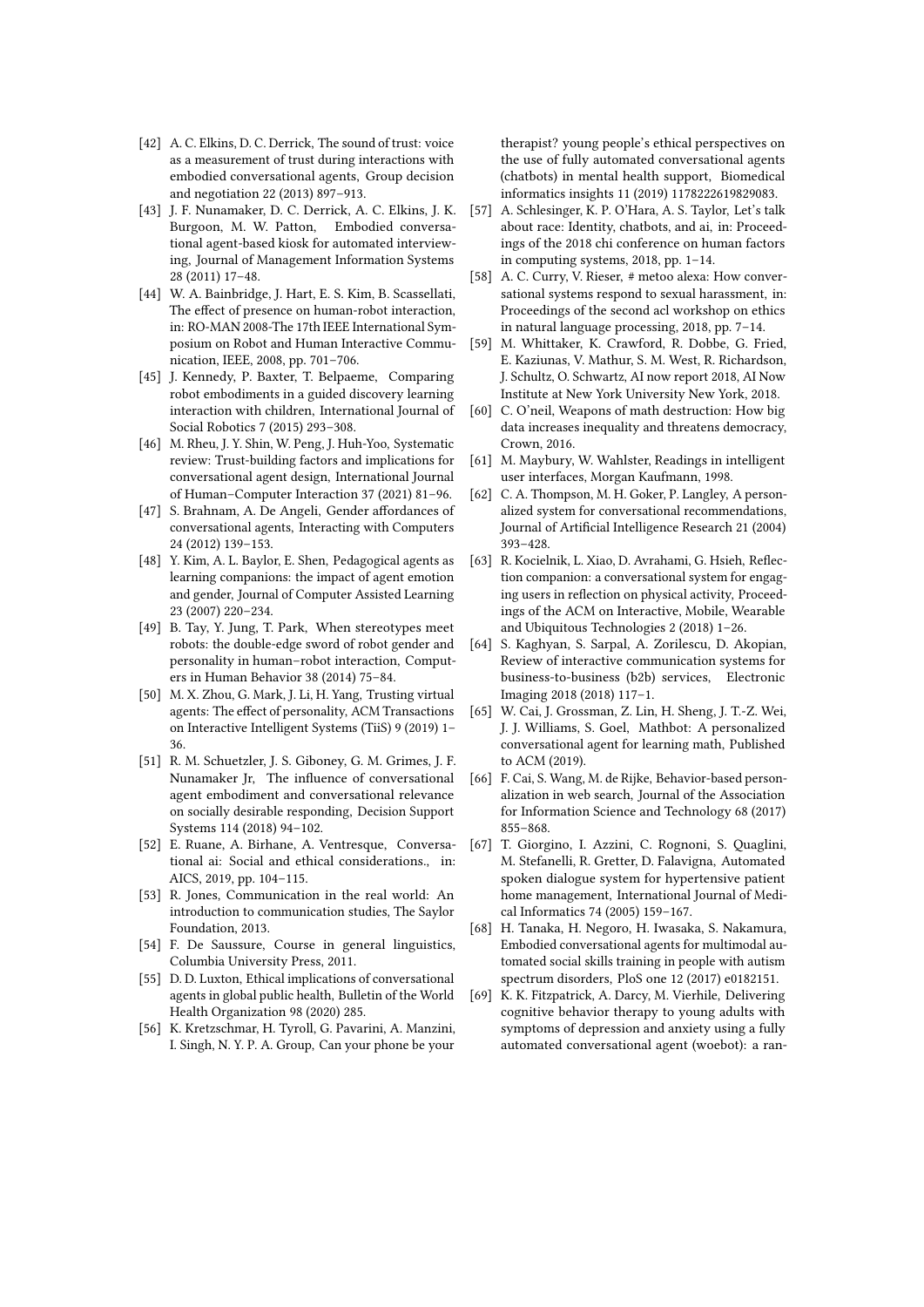[42] A. C. Elkins, D. C. Derrick, The sound of trust: voice as a measurement of trust during interactions with embodied conversational agents, Group decision and negotiation 22 (2013) 897–913.

[43] J. F. Nunamaker, D. C. Derrick, A. C. Elkins, J. K. Burgoon, M. W. Patton, Embodied conversational agent-based kiosk for automated interviewing, Journal of Management Information Systems 28 (2011) 17–48.

[44] W. A. Bainbridge, J. Hart, E. S. Kim, B. Scassellati, The effect of presence on human-robot interaction, in: RO-MAN 2008-The 17th IEEE International Symposium on Robot and Human Interactive Communication, IEEE, 2008, pp. 701–706.

[45] J. Kennedy, P. Baxter, T. Belpaeme, Comparing robot embodiments in a guided discovery learning interaction with children, International Journal of Social Robotics 7 (2015) 293–308.

[46] M. Rheu, J. Y. Shin, W. Peng, J. Huh-Yoo, Systematic review: Trust-building factors and implications for conversational agent design, International Journal of Human–Computer Interaction 37 (2021) 81–96.

[47] S. Brahnam, A. De Angeli, Gender affordances of conversational agents, Interacting with Computers 24 (2012) 139–153.

[48] Y. Kim, A. L. Baylor, E. Shen, Pedagogical agents as learning companions: the impact of agent emotion and gender, Journal of Computer Assisted Learning 23 (2007) 220–234.

[49] B. Tay, Y. Jung, T. Park, When stereotypes meet robots: the double-edge sword of robot gender and personality in human–robot interaction, Computers in Human Behavior 38 (2014) 75–84.

[50] M. X. Zhou, G. Mark, J. Li, H. Yang, Trusting virtual agents: The effect of personality, ACM Transactions on Interactive Intelligent Systems (TiiS) 9 (2019) 1–36.

[51] R. M. Schuetzler, J. S. Giboney, G. M. Grimes, J. F. Nunamaker Jr, The influence of conversational agent embodiment and conversational relevance on socially desirable responding, Decision Support Systems 114 (2018) 94–102.

[52] E. Ruane, A. Birhane, A. Ventresque, Conversational ai: Social and ethical considerations., in: AICS, 2019, pp. 104–115.

[53] R. Jones, Communication in the real world: An introduction to communication studies, The Saylor Foundation, 2013.

[54] F. De Saussure, Course in general linguistics, Columbia University Press, 2011.

[55] D. D. Luxton, Ethical implications of conversational agents in global public health, Bulletin of the World Health Organization 98 (2020) 285.

[56] K. Kretzschmar, H. Tyroll, G. Pavarini, A. Manzini, I. Singh, N. Y. P. A. Group, Can your phone be your therapist? young people's ethical perspectives on the use of fully automated conversational agents (chatbots) in mental health support, Biomedical informatics insights 11 (2019) 1178222619829083.

[57] A. Schlesinger, K. P. O'Hara, A. S. Taylor, Let's talk about race: Identity, chatbots, and ai, in: Proceedings of the 2018 chi conference on human factors in computing systems, 2018, pp. 1–14.

[58] A. C. Curry, V. Rieser, # metoo alexa: How conversational systems respond to sexual harassment, in: Proceedings of the second acl workshop on ethics in natural language processing, 2018, pp. 7–14.

[59] M. Whittaker, K. Crawford, R. Dobbe, G. Fried, E. Kaziunas, V. Mathur, S. M. West, R. Richardson, J. Schultz, O. Schwartz, AI now report 2018, AI Now Institute at New York University New York, 2018.

[60] C. O'neil, Weapons of math destruction: How big data increases inequality and threatens democracy, Crown, 2016.

[61] M. Maybury, W. Wahlster, Readings in intelligent user interfaces, Morgan Kaufmann, 1998.

[62] C. A. Thompson, M. H. Goker, P. Langley, A personalized system for conversational recommendations, Journal of Artificial Intelligence Research 21 (2004) 393–428.

[63] R. Kocielnik, L. Xiao, D. Avrahami, G. Hsieh, Reflection companion: a conversational system for engaging users in reflection on physical activity, Proceedings of the ACM on Interactive, Mobile, Wearable and Ubiquitous Technologies 2 (2018) 1–26.

[64] S. Kaghyan, S. Sarpal, A. Zorilescu, D. Akopian, Review of interactive communication systems for business-to-business (b2b) services, Electronic Imaging 2018 (2018) 117–1.

[65] W. Cai, J. Grossman, Z. Lin, H. Sheng, J. T.-Z. Wei, J. J. Williams, S. Goel, Mathbot: A personalized conversational agent for learning math, Published to ACM (2019).

[66] F. Cai, S. Wang, M. de Rijke, Behavior-based personalization in web search, Journal of the Association for Information Science and Technology 68 (2017) 855–868.

[67] T. Giorgino, I. Azzini, C. Rognoni, S. Quaglini, M. Stefanelli, R. Gretter, D. Falavigna, Automated spoken dialogue system for hypertensive patient home management, International Journal of Medical Informatics 74 (2005) 159–167.

[68] H. Tanaka, H. Negoro, H. Iwasaka, S. Nakamura, Embodied conversational agents for multimodal automated social skills training in people with autism spectrum disorders, PloS one 12 (2017) e0182151.

[69] K. K. Fitzpatrick, A. Darcy, M. Vierhile, Delivering cognitive behavior therapy to young adults with symptoms of depression and anxiety using a fully automated conversational agent (woebot): a ran-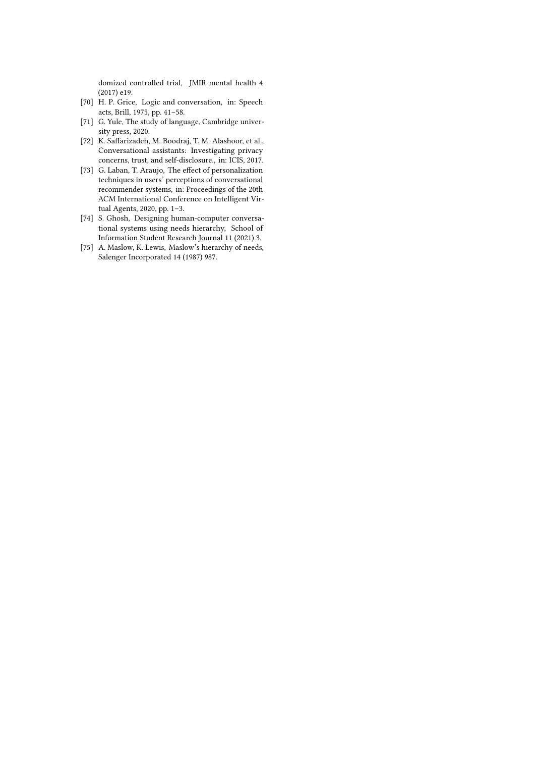domized controlled trial, JMIR mental health 4 (2017) e19.

[70] H. P. Grice, Logic and conversation, in: Speech acts, Brill, 1975, pp. 41–58.

[71] G. Yule, The study of language, Cambridge university press, 2020.

[72] K. Saffarizadeh, M. Boodraj, T. M. Alashoor, et al., Conversational assistants: Investigating privacy concerns, trust, and self-disclosure., in: ICIS, 2017.

[73] G. Laban, T. Araujo, The effect of personalization techniques in users' perceptions of conversational recommender systems, in: Proceedings of the 20th ACM International Conference on Intelligent Virtual Agents, 2020, pp. 1–3.

[74] S. Ghosh, Designing human-computer conversational systems using needs hierarchy, School of Information Student Research Journal 11 (2021) 3.

[75] A. Maslow, K. Lewis, Maslow's hierarchy of needs, Salenger Incorporated 14 (1987) 987.